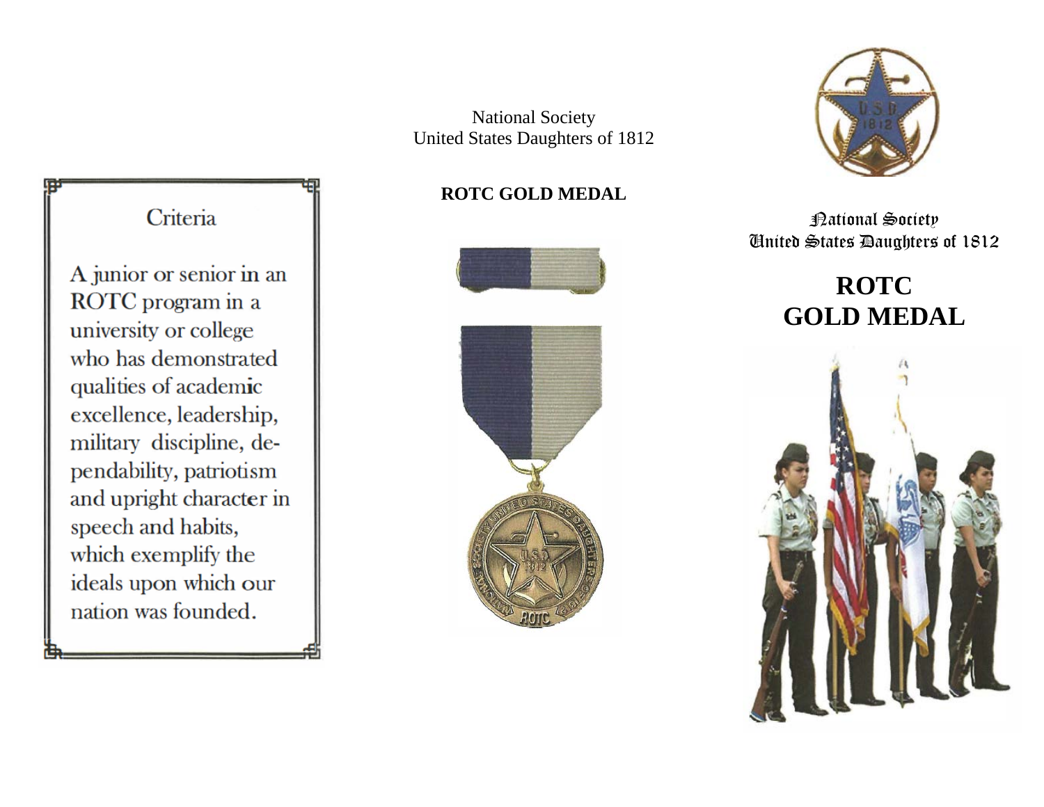## Criteria

A junior or senior in an ROTC program in a university or college who has demonstrated qualities of academic excellence, leadership, military discipline, dependability, patriotism and upright character in speech and habits, which exemplify the ideals upon which our nation was founded.

National Society
United States Daughters of 1812

**ROTC GOLD MEDAL**

National Society
United States Daughters of 1812

# ROTC GOLD MEDAL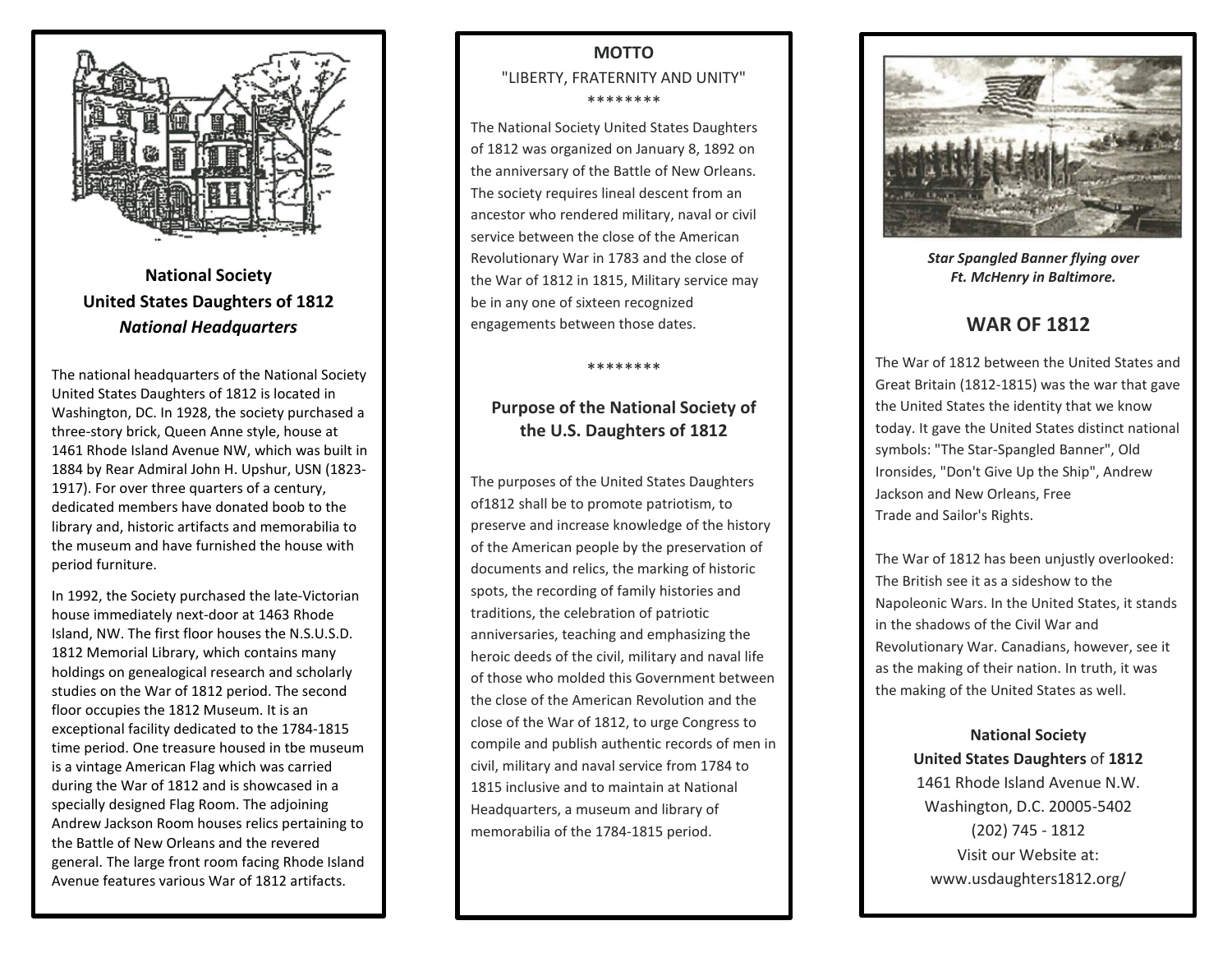## National Society United States Daughters of 1812 *National Headquarters*

The national headquarters of the National Society United States Daughters of 1812 is located in Washington, DC. In 1928, the society purchased a three-story brick, Queen Anne style, house at 1461 Rhode Island Avenue NW, which was built in 1884 by Rear Admiral John H. Upshur, USN (1823-1917). For over three quarters of a century, dedicated members have donated boob to the library and, historic artifacts and memorabilia to the museum and have furnished the house with period furniture.

In 1992, the Society purchased the late-Victorian house immediately next-door at 1463 Rhode Island, NW. The first floor houses the N.S.U.S.D. 1812 Memorial Library, which contains many holdings on genealogical research and scholarly studies on the War of 1812 period. The second floor occupies the 1812 Museum. It is an exceptional facility dedicated to the 1784-1815 time period. One treasure housed in tbe museum is a vintage American Flag which was carried during the War of 1812 and is showcased in a specially designed Flag Room. The adjoining Andrew Jackson Room houses relics pertaining to the Battle of New Orleans and the revered general. The large front room facing Rhode Island Avenue features various War of 1812 artifacts.

**MOTTO**

"LIBERTY, FRATERNITY AND UNITY"

********

The National Society United States Daughters of 1812 was organized on January 8, 1892 on the anniversary of the Battle of New Orleans. The society requires lineal descent from an ancestor who rendered military, naval or civil service between the close of the American Revolutionary War in 1783 and the close of the War of 1812 in 1815, Military service may be in any one of sixteen recognized engagements between those dates.

********

## Purpose of the National Society of the U.S. Daughters of 1812

The purposes of the United States Daughters of1812 shall be to promote patriotism, to preserve and increase knowledge of the history of the American people by the preservation of documents and relics, the marking of historic spots, the recording of family histories and traditions, the celebration of patriotic anniversaries, teaching and emphasizing the heroic deeds of the civil, military and naval life of those who molded this Government between the close of the American Revolution and the close of the War of 1812, to urge Congress to compile and publish authentic records of men in civil, military and naval service from 1784 to 1815 inclusive and to maintain at National Headquarters, a museum and library of memorabilia of the 1784-1815 period.

***Star Spangled Banner flying over Ft. McHenry in Baltimore.***

## WAR OF 1812

The War of 1812 between the United States and Great Britain (1812-1815) was the war that gave the United States the identity that we know today. It gave the United States distinct national symbols: "The Star-Spangled Banner", Old Ironsides, "Don't Give Up the Ship", Andrew Jackson and New Orleans, Free Trade and Sailor's Rights.

The War of 1812 has been unjustly overlooked: The British see it as a sideshow to the Napoleonic Wars. In the United States, it stands in the shadows of the Civil War and Revolutionary War. Canadians, however, see it as the making of their nation. In truth, it was the making of the United States as well.

**National Society**
**United States Daughters** of **1812**
1461 Rhode Island Avenue N.W.
Washington, D.C. 20005-5402
(202) 745 - 1812
Visit our Website at:
www.usdaughters1812.org/